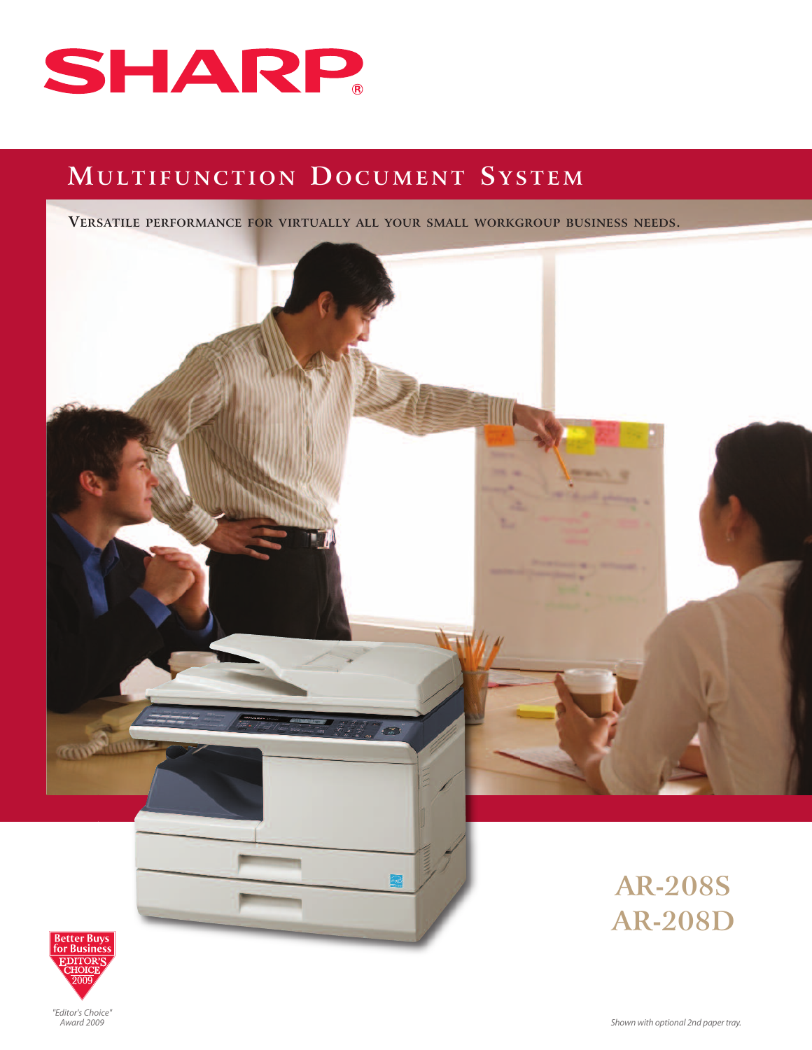SHARP®

# Multifunction Document System

Versatile performance for virtually all your small workgroup business needs.

## AR-208S
## AR-208D

Better Buys for Business EDITOR'S CHOICE 2009

*"Editor's Choice" Award 2009*

*Shown with optional 2nd paper tray.*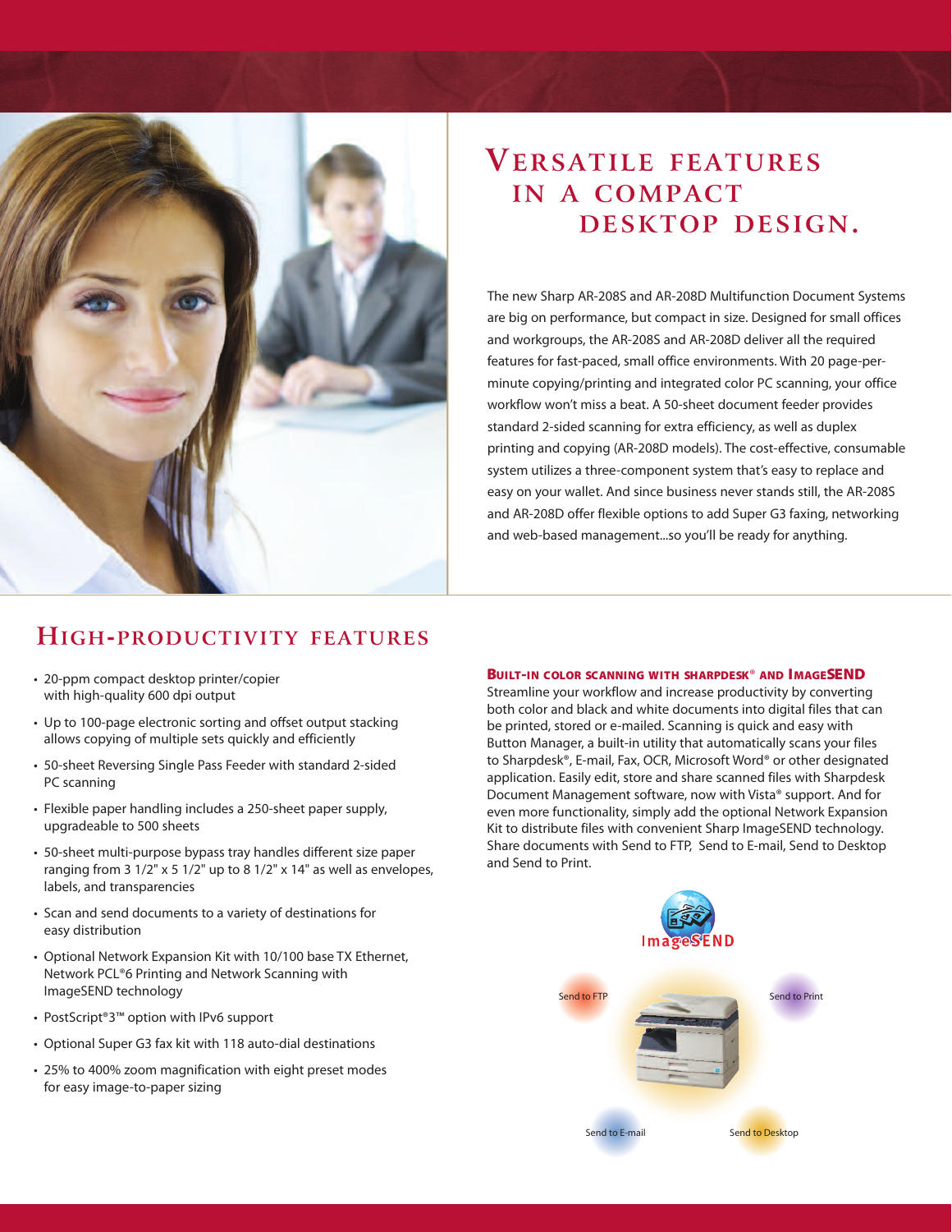# Versatile features in a compact desktop design.

The new Sharp AR-208S and AR-208D Multifunction Document Systems are big on performance, but compact in size. Designed for small offices and workgroups, the AR-208S and AR-208D deliver all the required features for fast-paced, small office environments. With 20 page-per-minute copying/printing and integrated color PC scanning, your office workflow won't miss a beat. A 50-sheet document feeder provides standard 2-sided scanning for extra efficiency, as well as duplex printing and copying (AR-208D models). The cost-effective, consumable system utilizes a three-component system that's easy to replace and easy on your wallet. And since business never stands still, the AR-208S and AR-208D offer flexible options to add Super G3 faxing, networking and web-based management...so you'll be ready for anything.

## High-productivity features

- 20-ppm compact desktop printer/copier with high-quality 600 dpi output
- Up to 100-page electronic sorting and offset output stacking allows copying of multiple sets quickly and efficiently
- 50-sheet Reversing Single Pass Feeder with standard 2-sided PC scanning
- Flexible paper handling includes a 250-sheet paper supply, upgradeable to 500 sheets
- 50-sheet multi-purpose bypass tray handles different size paper ranging from 3 1/2" x 5 1/2" up to 8 1/2" x 14" as well as envelopes, labels, and transparencies
- Scan and send documents to a variety of destinations for easy distribution
- Optional Network Expansion Kit with 10/100 base TX Ethernet, Network PCL®6 Printing and Network Scanning with ImageSEND technology
- PostScript®3™ option with IPv6 support
- Optional Super G3 fax kit with 118 auto-dial destinations
- 25% to 400% zoom magnification with eight preset modes for easy image-to-paper sizing

### Built-in color scanning with Sharpdesk® and ImageSEND

Streamline your workflow and increase productivity by converting both color and black and white documents into digital files that can be printed, stored or e-mailed. Scanning is quick and easy with Button Manager, a built-in utility that automatically scans your files to Sharpdesk®, E-mail, Fax, OCR, Microsoft Word® or other designated application. Easily edit, store and share scanned files with Sharpdesk Document Management software, now with Vista® support. And for even more functionality, simply add the optional Network Expansion Kit to distribute files with convenient Sharp ImageSEND technology. Share documents with Send to FTP, Send to E-mail, Send to Desktop and Send to Print.

ImageSEND

Send to FTP

Send to Print

Send to E-mail

Send to Desktop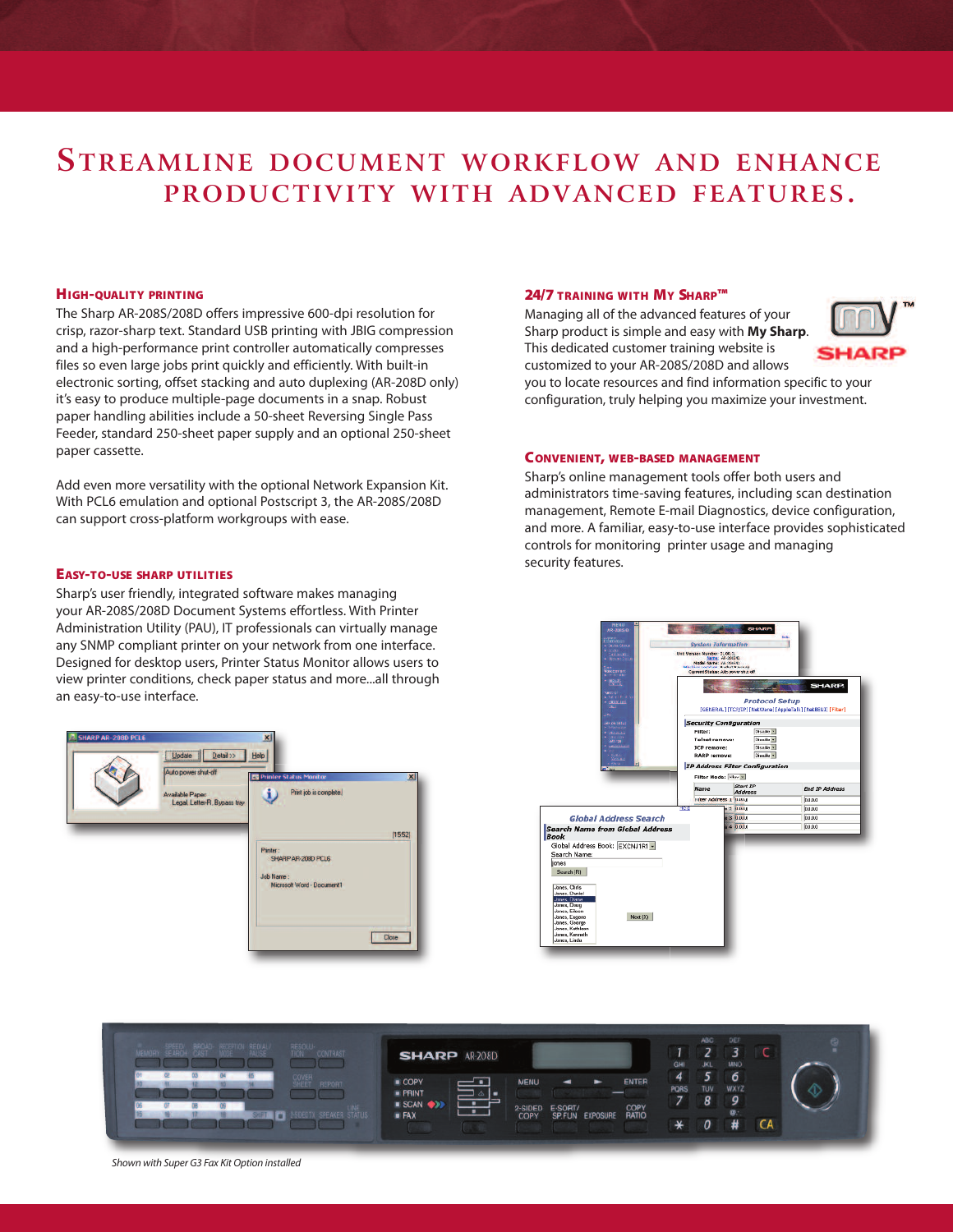# Streamline document workflow and enhance productivity with advanced features.

### High-quality printing

The Sharp AR-208S/208D offers impressive 600-dpi resolution for crisp, razor-sharp text. Standard USB printing with JBIG compression and a high-performance print controller automatically compresses files so even large jobs print quickly and efficiently. With built-in electronic sorting, offset stacking and auto duplexing (AR-208D only) it's easy to produce multiple-page documents in a snap. Robust paper handling abilities include a 50-sheet Reversing Single Pass Feeder, standard 250-sheet paper supply and an optional 250-sheet paper cassette.

Add even more versatility with the optional Network Expansion Kit. With PCL6 emulation and optional Postscript 3, the AR-208S/208D can support cross-platform workgroups with ease.

### Easy-to-use Sharp utilities

Sharp's user friendly, integrated software makes managing your AR-208S/208D Document Systems effortless. With Printer Administration Utility (PAU), IT professionals can virtually manage any SNMP compliant printer on your network from one interface. Designed for desktop users, Printer Status Monitor allows users to view printer conditions, check paper status and more...all through an easy-to-use interface.

### 24/7 training with My Sharp™

Managing all of the advanced features of your Sharp product is simple and easy with **My Sharp**. This dedicated customer training website is customized to your AR-208S/208D and allows you to locate resources and find information specific to your configuration, truly helping you maximize your investment.

### Convenient, web-based management

Sharp's online management tools offer both users and administrators time-saving features, including scan destination management, Remote E-mail Diagnostics, device configuration, and more. A familiar, easy-to-use interface provides sophisticated controls for monitoring printer usage and managing security features.

*Shown with Super G3 Fax Kit Option installed*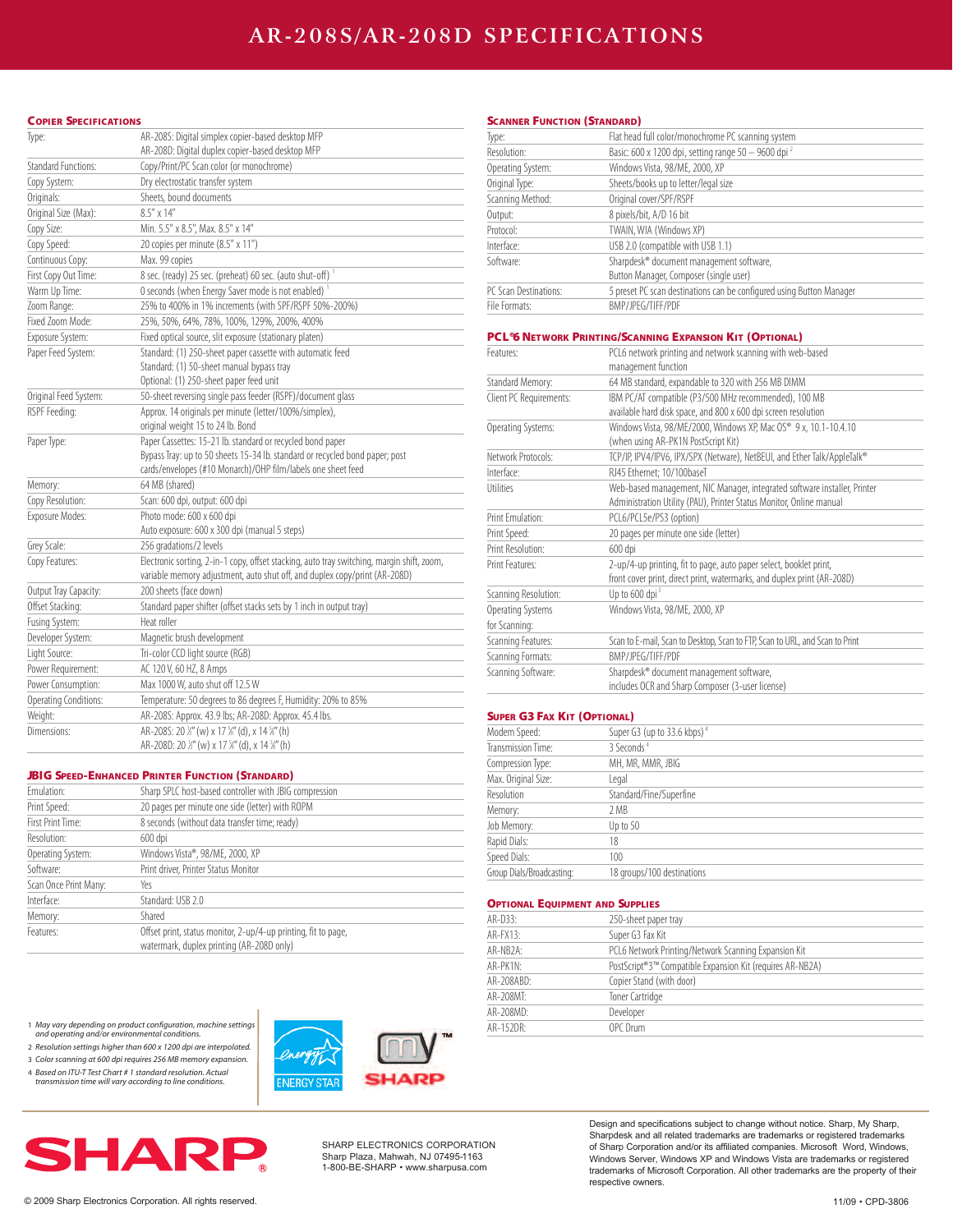# AR-208S/AR-208D SPECIFICATIONS

## Copier Specifications

| | |
|---|---|
| Type: | AR-208S: Digital simplex copier-based desktop MFP<br>AR-208D: Digital duplex copier-based desktop MFP |
| Standard Functions: | Copy/Print/PC Scan color (or monochrome) |
| Copy System: | Dry electrostatic transfer system |
| Originals: | Sheets, bound documents |
| Original Size (Max): | 8.5" x 14" |
| Copy Size: | Min. 5.5" x 8.5", Max. 8.5" x 14" |
| Copy Speed: | 20 copies per minute (8.5" x 11") |
| Continuous Copy: | Max. 99 copies |
| First Copy Out Time: | 8 sec. (ready) 25 sec. (preheat) 60 sec. (auto shut-off) [1] |
| Warm Up Time: | 0 seconds (when Energy Saver mode is not enabled) [1] |
| Zoom Range: | 25% to 400% in 1% increments (with SPF/RSPF 50%-200%) |
| Fixed Zoom Mode: | 25%, 50%, 64%, 78%, 100%, 129%, 200%, 400% |
| Exposure System: | Fixed optical source, slit exposure (stationary platen) |
| Paper Feed System: | Standard: (1) 250-sheet paper cassette with automatic feed<br>Standard: (1) 50-sheet manual bypass tray<br>Optional: (1) 250-sheet paper feed unit |
| Original Feed System: | 50-sheet reversing single pass feeder (RSPF)/document glass |
| RSPF Feeding: | Approx. 14 originals per minute (letter/100%/simplex),<br>original weight 15 to 24 lb. Bond |
| Paper Type: | Paper Cassettes: 15-21 lb. standard or recycled bond paper<br>Bypass Tray: up to 50 sheets 15-34 lb. standard or recycled bond paper; post cards/envelopes (#10 Monarch)/OHP film/labels one sheet feed |
| Memory: | 64 MB (shared) |
| Copy Resolution: | Scan: 600 dpi, output: 600 dpi |
| Exposure Modes: | Photo mode: 600 x 600 dpi<br>Auto exposure: 600 x 300 dpi (manual 5 steps) |
| Grey Scale: | 256 gradations/2 levels |
| Copy Features: | Electronic sorting, 2-in-1 copy, offset stacking, auto tray switching, margin shift, zoom, variable memory adjustment, auto shut off, and duplex copy/print (AR-208D) |
| Output Tray Capacity: | 200 sheets (face down) |
| Offset Stacking: | Standard paper shifter (offset stacks sets by 1 inch in output tray) |
| Fusing System: | Heat roller |
| Developer System: | Magnetic brush development |
| Light Source: | Tri-color CCD light source (RGB) |
| Power Requirement: | AC 120 V, 60 HZ, 8 Amps |
| Power Consumption: | Max 1000 W, auto shut off 12.5 W |
| Operating Conditions: | Temperature: 50 degrees to 86 degrees F, Humidity: 20% to 85% |
| Weight: | AR-208S: Approx. 43.9 lbs; AR-208D: Approx. 45.4 lbs. |
| Dimensions: | AR-208S: 20 ½" (w) x 17 ⅝" (d), x 14 ⅝" (h)<br>AR-208D: 20 ½" (w) x 17 ⅝" (d), x 14 ⅝" (h) |

## JBIG Speed-Enhanced Printer Function (Standard)

| | |
|---|---|
| Emulation: | Sharp SPLC host-based controller with JBIG compression |
| Print Speed: | 20 pages per minute one side (letter) with ROPM |
| First Print Time: | 8 seconds (without data transfer time; ready) |
| Resolution: | 600 dpi |
| Operating System: | Windows Vista®, 98/ME, 2000, XP |
| Software: | Print driver, Printer Status Monitor |
| Scan Once Print Many: | Yes |
| Interface: | Standard: USB 2.0 |
| Memory: | Shared |
| Features: | Offset print, status monitor, 2-up/4-up printing, fit to page, watermark, duplex printing (AR-208D only) |

1 May vary depending on product configuration, machine settings and operating and/or environmental conditions.
2 Resolution settings higher than 600 x 1200 dpi are interpolated.
3 Color scanning at 600 dpi requires 256 MB memory expansion.
4 Based on ITU-T Test Chart # 1 standard resolution. Actual transmission time will vary according to line conditions.

## Scanner Function (Standard)

| | |
|---|---|
| Type: | Flat head full color/monochrome PC scanning system |
| Resolution: | Basic: 600 x 1200 dpi, setting range 50 – 9600 dpi [2] |
| Operating System: | Windows Vista, 98/ME, 2000, XP |
| Original Type: | Sheets/books up to letter/legal size |
| Scanning Method: | Original cover/SPF/RSPF |
| Output: | 8 pixels/bit, A/D 16 bit |
| Protocol: | TWAIN, WIA (Windows XP) |
| Interface: | USB 2.0 (compatible with USB 1.1) |
| Software: | Sharpdesk® document management software,<br>Button Manager, Composer (single user) |
| PC Scan Destinations: | 5 preset PC scan destinations can be configured using Button Manager |
| File Formats: | BMP/JPEG/TIFF/PDF |

## PCL®6 Network Printing/Scanning Expansion Kit (Optional)

| | |
|---|---|
| Features: | PCL6 network printing and network scanning with web-based management function |
| Standard Memory: | 64 MB standard, expandable to 320 with 256 MB DIMM |
| Client PC Requirements: | IBM PC/AT compatible (P3/500 MHz recommended), 100 MB available hard disk space, and 800 x 600 dpi screen resolution |
| Operating Systems: | Windows Vista, 98/ME/2000, Windows XP, Mac OS® 9 x, 10.1-10.4.10 (when using AR-PK1N PostScript Kit) |
| Network Protocols: | TCP/IP, IPV4/IPV6, IPX/SPX (Netware), NetBEUI, and Ether Talk/AppleTalk® |
| Interface: | RJ45 Ethernet; 10/100baseT |
| Utilities | Web-based management, NIC Manager, integrated software installer, Printer Administration Utility (PAU), Printer Status Monitor, Online manual |
| Print Emulation: | PCL6/PCL5e/PS3 (option) |
| Print Speed: | 20 pages per minute one side (letter) |
| Print Resolution: | 600 dpi |
| Print Features: | 2-up/4-up printing, fit to page, auto paper select, booklet print, front cover print, direct print, watermarks, and duplex print (AR-208D) |
| Scanning Resolution: | Up to 600 dpi [3] |
| Operating Systems for Scanning: | Windows Vista, 98/ME, 2000, XP |
| Scanning Features: | Scan to E-mail, Scan to Desktop, Scan to FTP, Scan to URL, and Scan to Print |
| Scanning Formats: | BMP/JPEG/TIFF/PDF |
| Scanning Software: | Sharpdesk® document management software, includes OCR and Sharp Composer (3-user license) |

## Super G3 Fax Kit (Optional)

| | |
|---|---|
| Modem Speed: | Super G3 (up to 33.6 kbps) [4] |
| Transmission Time: | 3 Seconds [4] |
| Compression Type: | MH, MR, MMR, JBIG |
| Max. Original Size: | Legal |
| Resolution | Standard/Fine/Superfine |
| Memory: | 2 MB |
| Job Memory: | Up to 50 |
| Rapid Dials: | 18 |
| Speed Dials: | 100 |
| Group Dials/Broadcasting: | 18 groups/100 destinations |

## Optional Equipment and Supplies

| | |
|---|---|
| AR-D33: | 250-sheet paper tray |
| AR-FX13: | Super G3 Fax Kit |
| AR-NB2A: | PCL6 Network Printing/Network Scanning Expansion Kit |
| AR-PK1N: | PostScript®3™ Compatible Expansion Kit (requires AR-NB2A) |
| AR-208ABD: | Copier Stand (with door) |
| AR-208MT: | Toner Cartridge |
| AR-208MD: | Developer |
| AR-152DR: | OPC Drum |

ENERGY STAR

SHARP ELECTRONICS CORPORATION
Sharp Plaza, Mahwah, NJ 07495-1163
1-800-BE-SHARP • www.sharpusa.com

Design and specifications subject to change without notice. Sharp, My Sharp, Sharpdesk and all related trademarks are trademarks or registered trademarks of Sharp Corporation and/or its affiliated companies. Microsoft Word, Windows, Windows Server, Windows XP and Windows Vista are trademarks or registered trademarks of Microsoft Corporation. All other trademarks are the property of their respective owners.

© 2009 Sharp Electronics Corporation. All rights reserved.

11/09 • CPD-3806